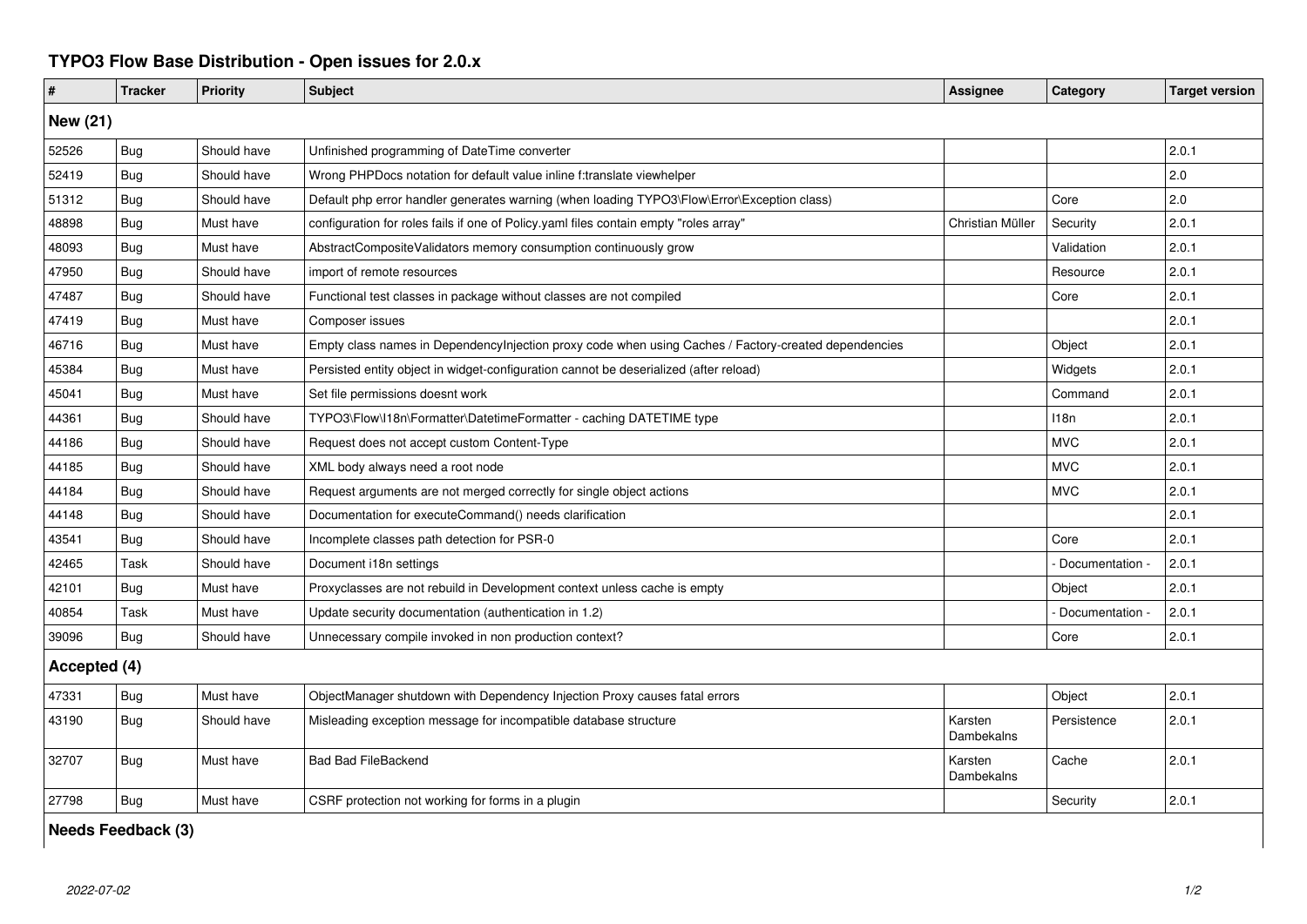# TYPO3 Flow Base Distribution - Open issues for 2.0.x

| # | Tracker | Priority | Subject | Assignee | Category | Target version |
|---|---|---|---|---|---|---|
| **New (21)** | | | | | | |
| 52526 | Bug | Should have | Unfinished programming of DateTime converter | | | 2.0.1 |
| 52419 | Bug | Should have | Wrong PHPDocs notation for default value inline f:translate viewhelper | | | 2.0 |
| 51312 | Bug | Should have | Default php error handler generates warning (when loading TYPO3\Flow\Error\Exception class) | | Core | 2.0 |
| 48898 | Bug | Must have | configuration for roles fails if one of Policy.yaml files contain empty "roles array" | Christian Müller | Security | 2.0.1 |
| 48093 | Bug | Must have | AbstractCompositeValidators memory consumption continuously grow | | Validation | 2.0.1 |
| 47950 | Bug | Should have | import of remote resources | | Resource | 2.0.1 |
| 47487 | Bug | Should have | Functional test classes in package without classes are not compiled | | Core | 2.0.1 |
| 47419 | Bug | Must have | Composer issues | | | 2.0.1 |
| 46716 | Bug | Must have | Empty class names in DependencyInjection proxy code when using Caches / Factory-created dependencies | | Object | 2.0.1 |
| 45384 | Bug | Must have | Persisted entity object in widget-configuration cannot be deserialized (after reload) | | Widgets | 2.0.1 |
| 45041 | Bug | Must have | Set file permissions doesnt work | | Command | 2.0.1 |
| 44361 | Bug | Should have | TYPO3\Flow\I18n\Formatter\DatetimeFormatter - caching DATETIME type | | I18n | 2.0.1 |
| 44186 | Bug | Should have | Request does not accept custom Content-Type | | MVC | 2.0.1 |
| 44185 | Bug | Should have | XML body always need a root node | | MVC | 2.0.1 |
| 44184 | Bug | Should have | Request arguments are not merged correctly for single object actions | | MVC | 2.0.1 |
| 44148 | Bug | Should have | Documentation for executeCommand() needs clarification | | | 2.0.1 |
| 43541 | Bug | Should have | Incomplete classes path detection for PSR-0 | | Core | 2.0.1 |
| 42465 | Task | Should have | Document i18n settings | | - Documentation - | 2.0.1 |
| 42101 | Bug | Must have | Proxyclasses are not rebuild in Development context unless cache is empty | | Object | 2.0.1 |
| 40854 | Task | Must have | Update security documentation (authentication in 1.2) | | - Documentation - | 2.0.1 |
| 39096 | Bug | Should have | Unnecessary compile invoked in non production context? | | Core | 2.0.1 |
| **Accepted (4)** | | | | | | |
| 47331 | Bug | Must have | ObjectManager shutdown with Dependency Injection Proxy causes fatal errors | | Object | 2.0.1 |
| 43190 | Bug | Should have | Misleading exception message for incompatible database structure | Karsten Dambekalns | Persistence | 2.0.1 |
| 32707 | Bug | Must have | Bad Bad FileBackend | Karsten Dambekalns | Cache | 2.0.1 |
| 27798 | Bug | Must have | CSRF protection not working for forms in a plugin | | Security | 2.0.1 |
| **Needs Feedback (3)** | | | | | | |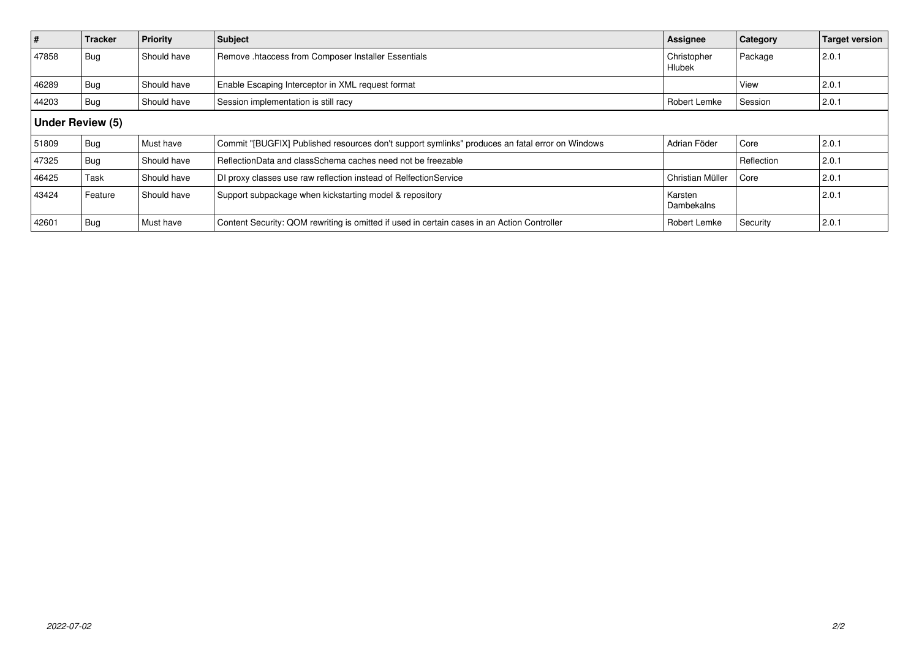| # | Tracker | Priority | Subject | Assignee | Category | Target version |
|---|---|---|---|---|---|---|
| 47858 | Bug | Should have | Remove .htaccess from Composer Installer Essentials | Christopher Hlubek | Package | 2.0.1 |
| 46289 | Bug | Should have | Enable Escaping Interceptor in XML request format | | View | 2.0.1 |
| 44203 | Bug | Should have | Session implementation is still racy | Robert Lemke | Session | 2.0.1 |

## Under Review (5)

| # | Tracker | Priority | Subject | Assignee | Category | Target version |
|---|---|---|---|---|---|---|
| 51809 | Bug | Must have | Commit "[BUGFIX] Published resources don't support symlinks" produces an fatal error on Windows | Adrian Föder | Core | 2.0.1 |
| 47325 | Bug | Should have | ReflectionData and classSchema caches need not be freezable | | Reflection | 2.0.1 |
| 46425 | Task | Should have | DI proxy classes use raw reflection instead of RelfectionService | Christian Müller | Core | 2.0.1 |
| 43424 | Feature | Should have | Support subpackage when kickstarting model & repository | Karsten Dambekalns | | 2.0.1 |
| 42601 | Bug | Must have | Content Security: QOM rewriting is omitted if used in certain cases in an Action Controller | Robert Lemke | Security | 2.0.1 |